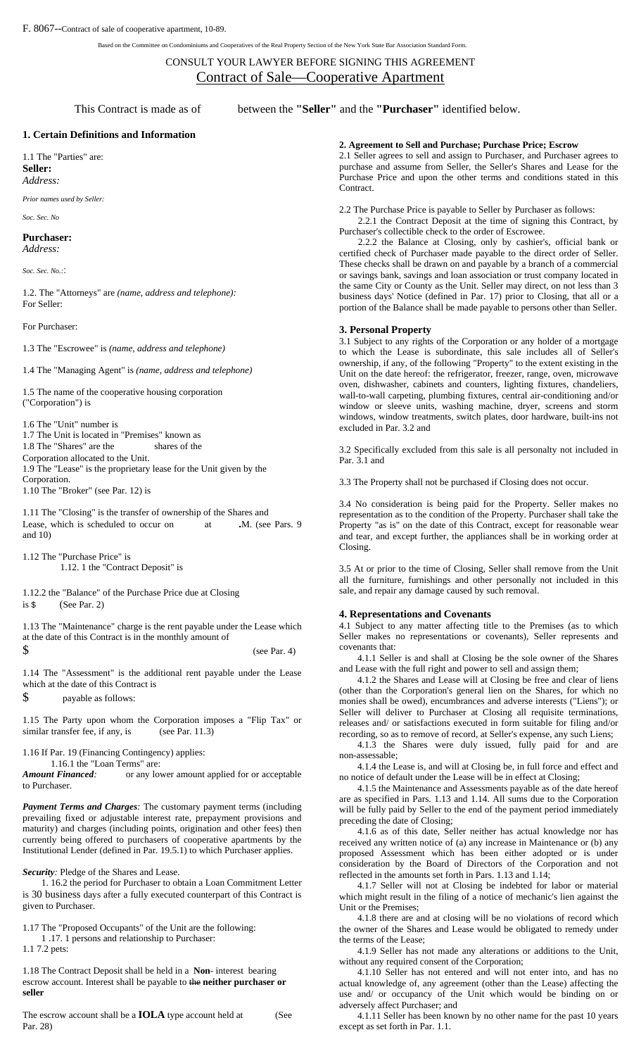F. 8067--Contract of sale of cooperative apartment, 10-89.

Based on the Committee on Condominiums and Cooperatives of the Real Property Section of the New York State Bar Association Standard Form.

CONSULT YOUR LAWYER BEFORE SIGNING THIS AGREEMENT

# Contract of Sale—Cooperative Apartment

This Contract is made as of between the **"Seller"** and the **"Purchaser"** identified below.

## 1. Certain Definitions and Information

1.1 The "Parties" are:

**Seller:**

*Address:*

*Prior names used by Seller:*

*Soc. Sec. No*

**Purchaser:**

*Address:*

*Soc. Sec. No.:*:

1.2. The "Attorneys" are *(name, address and telephone):*

For Seller:

For Purchaser:

1.3 The "Escrowee" is *(name, address and telephone)*

1.4 The "Managing Agent" is *(name, address and telephone)*

1.5 The name of the cooperative housing corporation ("Corporation") is

1.6 The "Unit" number is

1.7 The Unit is located in "Premises" known as

1.8 The "Shares" are the shares of the Corporation allocated to the Unit.

1.9 The "Lease" is the proprietary lease for the Unit given by the Corporation.

1.10 The "Broker" (see Par. 12) is

1.11 The "Closing" is the transfer of ownership of the Shares and Lease, which is scheduled to occur on at **.**M. (see Pars. 9 and 10)

1.12 The "Purchase Price" is

1.12. 1 the "Contract Deposit" is

1.12.2 the "Balance" of the Purchase Price due at Closing is $ (See Par. 2)

1.13 The "Maintenance" charge is the rent payable under the Lease which at the date of this Contract is in the monthly amount of

$ (see Par. 4)

1.14 The "Assessment" is the additional rent payable under the Lease which at the date of this Contract is

$ payable as follows:

1.15 The Party upon whom the Corporation imposes a "Flip Tax" or similar transfer fee, if any, is (see Par. 11.3)

1.16 If Par. 19 (Financing Contingency) applies:

1.16.1 the "Loan Terms" are:

***Amount Financed**:* or any lower amount applied for or acceptable to Purchaser.

***Payment Terms and Charges**:* The customary payment terms (including prevailing fixed or adjustable interest rate, prepayment provisions and maturity) and charges (including points, origination and other fees) then currently being offered to purchasers of cooperative apartments by the Institutional Lender (defined in Par. 19.5.1) to which Purchaser applies.

***Security**:* Pledge of the Shares and Lease.

1. 16.2 the period for Purchaser to obtain a Loan Commitment Letter is 30 business days after a fully executed counterpart of this Contract is given to Purchaser.

1.17 The "Proposed Occupants" of the Unit are the following:

1 .17. 1 persons and relationship to Purchaser:

1.1 7.2 pets:

1.18 The Contract Deposit shall be held in a **Non**- interest bearing escrow account. Interest shall be payable to ~~the~~ **neither purchaser or seller**

The escrow account shall be a **IOLA** type account held at (See Par. 28)

### 2. Agreement to Sell and Purchase; Purchase Price; Escrow

2.1 Seller agrees to sell and assign to Purchaser, and Purchaser agrees to purchase and assume from Seller, the Seller's Shares and Lease for the Purchase Price and upon the other terms and conditions stated in this Contract.

2.2 The Purchase Price is payable to Seller by Purchaser as follows:

2.2.1 the Contract Deposit at the time of signing this Contract, by Purchaser's collectible check to the order of Escrowee.

2.2.2 the Balance at Closing, only by cashier's, official bank or certified check of Purchaser made payable to the direct order of Seller. These checks shall be drawn on and payable by a branch of a commercial or savings bank, savings and loan association or trust company located in the same City or County as the Unit. Seller may direct, on not less than 3 business days' Notice (defined in Par. 17) prior to Closing, that all or a portion of the Balance shall be made payable to persons other than Seller.

### 3. Personal Property

3.1 Subject to any rights of the Corporation or any holder of a mortgage to which the Lease is subordinate, this sale includes all of Seller's ownership, if any, of the following "Property" to the extent existing in the Unit on the date hereof: the refrigerator, freezer, range, oven, microwave oven, dishwasher, cabinets and counters, lighting fixtures, chandeliers, wall-to-wall carpeting, plumbing fixtures, central air-conditioning and/or window or sleeve units, washing machine, dryer, screens and storm windows, window treatments, switch plates, door hardware, built-ins not excluded in Par. 3.2 and

3.2 Specifically excluded from this sale is all personalty not included in Par. 3.1 and

3.3 The Property shall not be purchased if Closing does not occur.

3.4 No consideration is being paid for the Property. Seller makes no representation as to the condition of the Property. Purchaser shall take the Property "as is" on the date of this Contract, except for reasonable wear and tear, and except further, the appliances shall be in working order at Closing.

3.5 At or prior to the time of Closing, Seller shall remove from the Unit all the furniture, furnishings and other personalty not included in this sale, and repair any damage caused by such removal.

### 4. Representations and Covenants

4.1 Subject to any matter affecting title to the Premises (as to which Seller makes no representations or covenants), Seller represents and covenants that:

4.1.1 Seller is and shall at Closing be the sole owner of the Shares and Lease with the full right and power to sell and assign them;

4.1.2 the Shares and Lease will at Closing be free and clear of liens (other than the Corporation's general lien on the Shares, for which no monies shall be owed), encumbrances and adverse interests ("Liens"); or Seller will deliver to Purchaser at Closing all requisite terminations, releases and/ or satisfactions executed in form suitable for filing and/or recording, so as to remove of record, at Seller's expense, any such Liens;

4.1.3 the Shares were duly issued, fully paid for and are non-assessable;

4.1.4 the Lease is, and will at Closing be, in full force and effect and no notice of default under the Lease will be in effect at Closing;

4.1.5 the Maintenance and Assessments payable as of the date hereof are as specified in Pars. 1.13 and 1.14. All sums due to the Corporation will be fully paid by Seller to the end of the payment period immediately preceding the date of Closing;

4.1.6 as of this date, Seller neither has actual knowledge nor has received any written notice of (a) any increase in Maintenance or (b) any proposed Assessment which has been either adopted or is under consideration by the Board of Directors of the Corporation and not reflected in the amounts set forth in Pars. 1.13 and 1.14;

4.1.7 Seller will not at Closing be indebted for labor or material which might result in the filing of a notice of mechanic's lien against the Unit or the Premises;

4.1.8 there are and at closing will be no violations of record which the owner of the Shares and Lease would be obligated to remedy under the terms of the Lease;

4.1.9 Seller has not made any alterations or additions to the Unit, without any required consent of the Corporation;

4.1.10 Seller has not entered and will not enter into, and has no actual knowledge of, any agreement (other than the Lease) affecting the use and/ or occupancy of the Unit which would be binding on or adversely affect Purchaser; and

4.1.11 Seller has been known by no other name for the past 10 years except as set forth in Par. 1.1.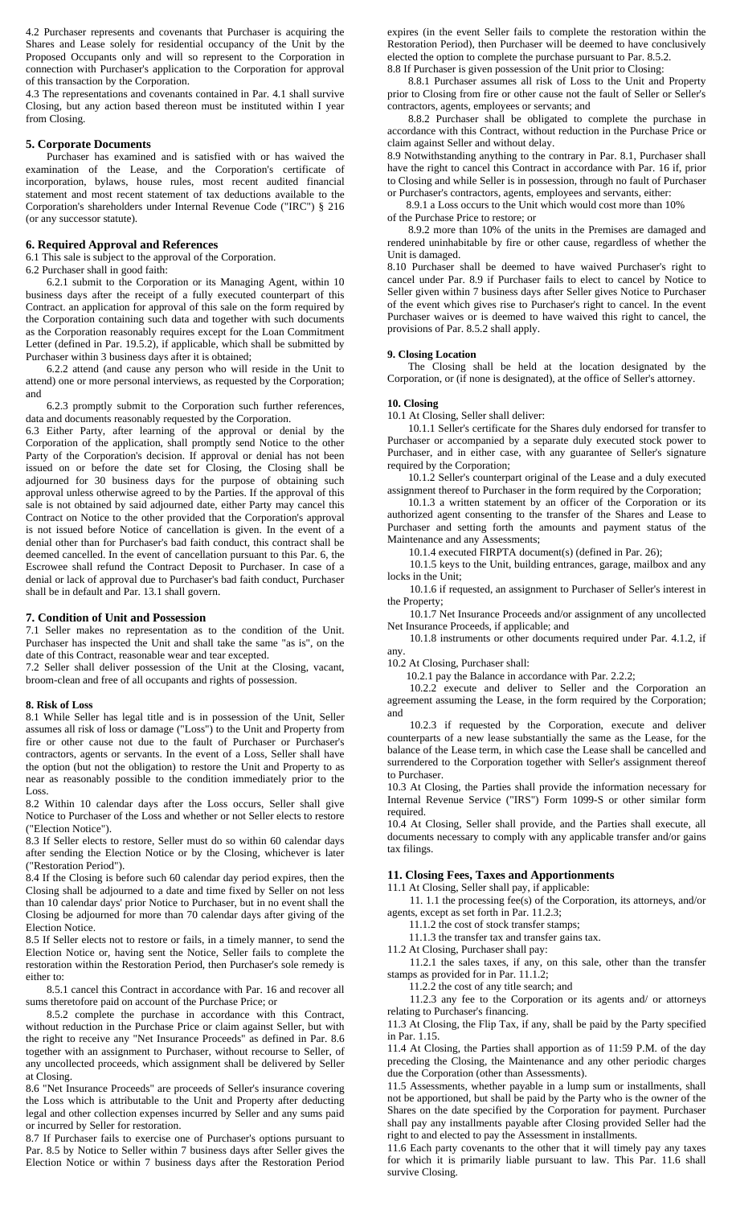4.2 Purchaser represents and covenants that Purchaser is acquiring the Shares and Lease solely for residential occupancy of the Unit by the Proposed Occupants only and will so represent to the Corporation in connection with Purchaser's application to the Corporation for approval of this transaction by the Corporation.

4.3 The representations and covenants contained in Par. 4.1 shall survive Closing, but any action based thereon must be instituted within I year from Closing.

### 5. Corporate Documents

Purchaser has examined and is satisfied with or has waived the examination of the Lease, and the Corporation's certificate of incorporation, bylaws, house rules, most recent audited financial statement and most recent statement of tax deductions available to the Corporation's shareholders under Internal Revenue Code ("IRC") § 216 (or any successor statute).

### 6. Required Approval and References

6.1 This sale is subject to the approval of the Corporation.

6.2 Purchaser shall in good faith:

6.2.1 submit to the Corporation or its Managing Agent, within 10 business days after the receipt of a fully executed counterpart of this Contract. an application for approval of this sale on the form required by the Corporation containing such data and together with such documents as the Corporation reasonably requires except for the Loan Commitment Letter (defined in Par. 19.5.2), if applicable, which shall be submitted by Purchaser within 3 business days after it is obtained;

6.2.2 attend (and cause any person who will reside in the Unit to attend) one or more personal interviews, as requested by the Corporation; and

6.2.3 promptly submit to the Corporation such further references, data and documents reasonably requested by the Corporation.

6.3 Either Party, after learning of the approval or denial by the Corporation of the application, shall promptly send Notice to the other Party of the Corporation's decision. If approval or denial has not been issued on or before the date set for Closing, the Closing shall be adjourned for 30 business days for the purpose of obtaining such approval unless otherwise agreed to by the Parties. If the approval of this sale is not obtained by said adjourned date, either Party may cancel this Contract on Notice to the other provided that the Corporation's approval is not issued before Notice of cancellation is given. In the event of a denial other than for Purchaser's bad faith conduct, this contract shall be deemed cancelled. In the event of cancellation pursuant to this Par. 6, the Escrowee shall refund the Contract Deposit to Purchaser. In case of a denial or lack of approval due to Purchaser's bad faith conduct, Purchaser shall be in default and Par. 13.1 shall govern.

### 7. Condition of Unit and Possession

7.1 Seller makes no representation as to the condition of the Unit. Purchaser has inspected the Unit and shall take the same "as is", on the date of this Contract, reasonable wear and tear excepted.

7.2 Seller shall deliver possession of the Unit at the Closing, vacant, broom-clean and free of all occupants and rights of possession.

### 8. Risk of Loss

8.1 While Seller has legal title and is in possession of the Unit, Seller assumes all risk of loss or damage ("Loss") to the Unit and Property from fire or other cause not due to the fault of Purchaser or Purchaser's contractors, agents or servants. In the event of a Loss, Seller shall have the option (but not the obligation) to restore the Unit and Property to as near as reasonably possible to the condition immediately prior to the Loss.

8.2 Within 10 calendar days after the Loss occurs, Seller shall give Notice to Purchaser of the Loss and whether or not Seller elects to restore ("Election Notice").

8.3 If Seller elects to restore, Seller must do so within 60 calendar days after sending the Election Notice or by the Closing, whichever is later ("Restoration Period").

8.4 If the Closing is before such 60 calendar day period expires, then the Closing shall be adjourned to a date and time fixed by Seller on not less than 10 calendar days' prior Notice to Purchaser, but in no event shall the Closing be adjourned for more than 70 calendar days after giving of the Election Notice.

8.5 If Seller elects not to restore or fails, in a timely manner, to send the Election Notice or, having sent the Notice, Seller fails to complete the restoration within the Restoration Period, then Purchaser's sole remedy is either to:

8.5.1 cancel this Contract in accordance with Par. 16 and recover all sums theretofore paid on account of the Purchase Price; or

8.5.2 complete the purchase in accordance with this Contract, without reduction in the Purchase Price or claim against Seller, but with the right to receive any "Net Insurance Proceeds" as defined in Par. 8.6 together with an assignment to Purchaser, without recourse to Seller, of any uncollected proceeds, which assignment shall be delivered by Seller at Closing.

8.6 "Net Insurance Proceeds" are proceeds of Seller's insurance covering the Loss which is attributable to the Unit and Property after deducting legal and other collection expenses incurred by Seller and any sums paid or incurred by Seller for restoration.

8.7 If Purchaser fails to exercise one of Purchaser's options pursuant to Par. 8.5 by Notice to Seller within 7 business days after Seller gives the Election Notice or within 7 business days after the Restoration Period expires (in the event Seller fails to complete the restoration within the Restoration Period), then Purchaser will be deemed to have conclusively elected the option to complete the purchase pursuant to Par. 8.5.2.

8.8 If Purchaser is given possession of the Unit prior to Closing:

8.8.1 Purchaser assumes all risk of Loss to the Unit and Property prior to Closing from fire or other cause not the fault of Seller or Seller's contractors, agents, employees or servants; and

8.8.2 Purchaser shall be obligated to complete the purchase in accordance with this Contract, without reduction in the Purchase Price or claim against Seller and without delay.

8.9 Notwithstanding anything to the contrary in Par. 8.1, Purchaser shall have the right to cancel this Contract in accordance with Par. 16 if, prior to Closing and while Seller is in possession, through no fault of Purchaser or Purchaser's contractors, agents, employees and servants, either:

8.9.1 a Loss occurs to the Unit which would cost more than 10% of the Purchase Price to restore; or

8.9.2 more than 10% of the units in the Premises are damaged and rendered uninhabitable by fire or other cause, regardless of whether the Unit is damaged.

8.10 Purchaser shall be deemed to have waived Purchaser's right to cancel under Par. 8.9 if Purchaser fails to elect to cancel by Notice to Seller given within 7 business days after Seller gives Notice to Purchaser of the event which gives rise to Purchaser's right to cancel. In the event Purchaser waives or is deemed to have waived this right to cancel, the provisions of Par. 8.5.2 shall apply.

### 9. Closing Location

The Closing shall be held at the location designated by the Corporation, or (if none is designated), at the office of Seller's attorney.

### 10. Closing

10.1 At Closing, Seller shall deliver:

10.1.1 Seller's certificate for the Shares duly endorsed for transfer to Purchaser or accompanied by a separate duly executed stock power to Purchaser, and in either case, with any guarantee of Seller's signature required by the Corporation;

10.1.2 Seller's counterpart original of the Lease and a duly executed assignment thereof to Purchaser in the form required by the Corporation;

10.1.3 a written statement by an officer of the Corporation or its authorized agent consenting to the transfer of the Shares and Lease to Purchaser and setting forth the amounts and payment status of the Maintenance and any Assessments;

10.1.4 executed FIRPTA document(s) (defined in Par. 26);

10.1.5 keys to the Unit, building entrances, garage, mailbox and any locks in the Unit;

10.1.6 if requested, an assignment to Purchaser of Seller's interest in the Property;

10.1.7 Net Insurance Proceeds and/or assignment of any uncollected Net Insurance Proceeds, if applicable; and

10.1.8 instruments or other documents required under Par. 4.1.2, if any.

10.2 At Closing, Purchaser shall:

10.2.1 pay the Balance in accordance with Par. 2.2.2;

10.2.2 execute and deliver to Seller and the Corporation an agreement assuming the Lease, in the form required by the Corporation; and

10.2.3 if requested by the Corporation, execute and deliver counterparts of a new lease substantially the same as the Lease, for the balance of the Lease term, in which case the Lease shall be cancelled and surrendered to the Corporation together with Seller's assignment thereof to Purchaser.

10.3 At Closing, the Parties shall provide the information necessary for Internal Revenue Service ("IRS") Form 1099-S or other similar form required.

10.4 At Closing, Seller shall provide, and the Parties shall execute, all documents necessary to comply with any applicable transfer and/or gains tax filings.

### 11. Closing Fees, Taxes and Apportionments

11.1 At Closing, Seller shall pay, if applicable:

11. 1.1 the processing fee(s) of the Corporation, its attorneys, and/or agents, except as set forth in Par. 11.2.3;

11.1.2 the cost of stock transfer stamps;

11.1.3 the transfer tax and transfer gains tax.

11.2 At Closing, Purchaser shall pay:

11.2.1 the sales taxes, if any, on this sale, other than the transfer stamps as provided for in Par. 11.1.2;

11.2.2 the cost of any title search; and

11.2.3 any fee to the Corporation or its agents and/ or attorneys relating to Purchaser's financing.

11.3 At Closing, the Flip Tax, if any, shall be paid by the Party specified in Par. 1.15.

11.4 At Closing, the Parties shall apportion as of 11:59 P.M. of the day preceding the Closing, the Maintenance and any other periodic charges due the Corporation (other than Assessments).

11.5 Assessments, whether payable in a lump sum or installments, shall not be apportioned, but shall be paid by the Party who is the owner of the Shares on the date specified by the Corporation for payment. Purchaser shall pay any installments payable after Closing provided Seller had the right to and elected to pay the Assessment in installments.

11.6 Each party covenants to the other that it will timely pay any taxes for which it is primarily liable pursuant to law. This Par. 11.6 shall survive Closing.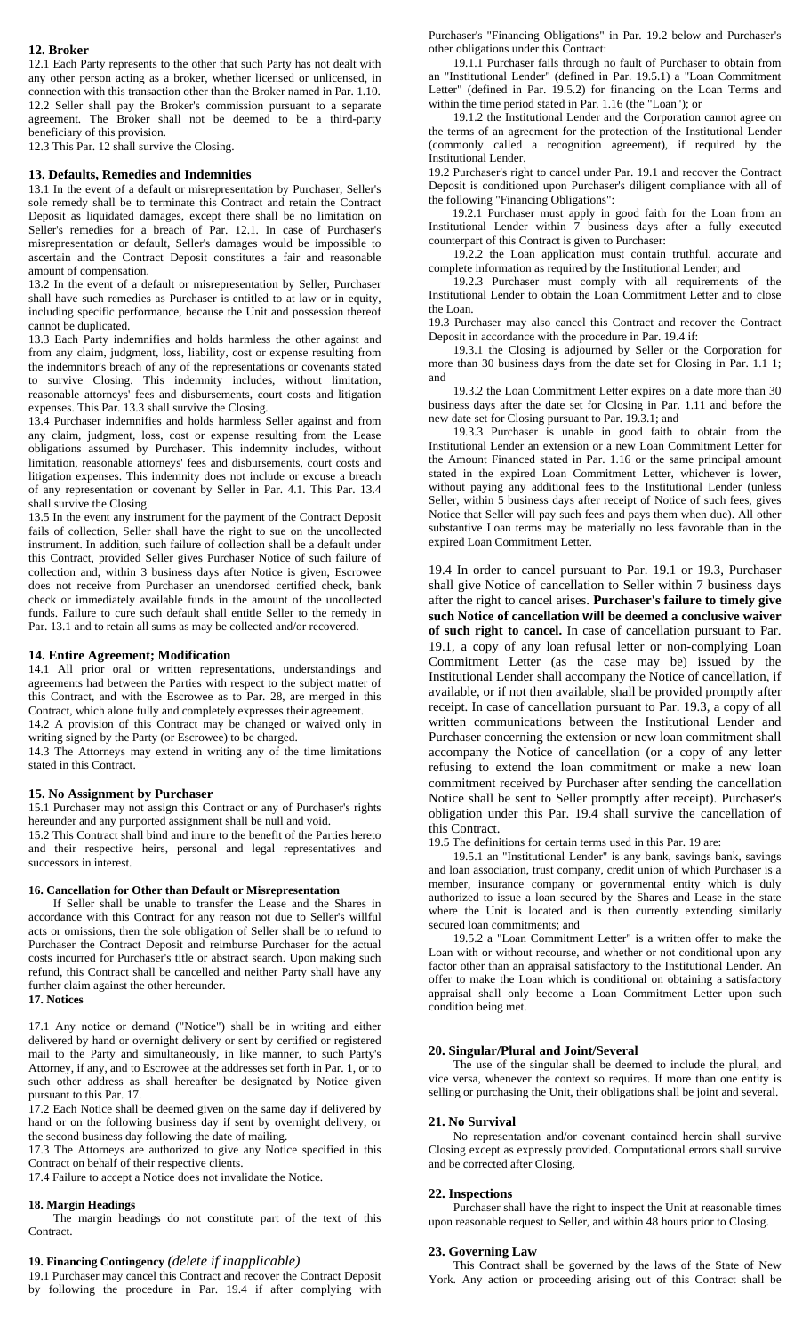## 12. Broker

12.1 Each Party represents to the other that such Party has not dealt with any other person acting as a broker, whether licensed or unlicensed, in connection with this transaction other than the Broker named in Par. 1.10.

12.2 Seller shall pay the Broker's commission pursuant to a separate agreement. The Broker shall not be deemed to be a third-party beneficiary of this provision.

12.3 This Par. 12 shall survive the Closing.

## 13. Defaults, Remedies and Indemnities

13.1 In the event of a default or misrepresentation by Purchaser, Seller's sole remedy shall be to terminate this Contract and retain the Contract Deposit as liquidated damages, except there shall be no limitation on Seller's remedies for a breach of Par. 12.1. In case of Purchaser's misrepresentation or default, Seller's damages would be impossible to ascertain and the Contract Deposit constitutes a fair and reasonable amount of compensation.

13.2 In the event of a default or misrepresentation by Seller, Purchaser shall have such remedies as Purchaser is entitled to at law or in equity, including specific performance, because the Unit and possession thereof cannot be duplicated.

13.3 Each Party indemnifies and holds harmless the other against and from any claim, judgment, loss, liability, cost or expense resulting from the indemnitor's breach of any of the representations or covenants stated to survive Closing. This indemnity includes, without limitation, reasonable attorneys' fees and disbursements, court costs and litigation expenses. This Par. 13.3 shall survive the Closing.

13.4 Purchaser indemnifies and holds harmless Seller against and from any claim, judgment, loss, cost or expense resulting from the Lease obligations assumed by Purchaser. This indemnity includes, without limitation, reasonable attorneys' fees and disbursements, court costs and litigation expenses. This indemnity does not include or excuse a breach of any representation or covenant by Seller in Par. 4.1. This Par. 13.4 shall survive the Closing.

13.5 In the event any instrument for the payment of the Contract Deposit fails of collection, Seller shall have the right to sue on the uncollected instrument. In addition, such failure of collection shall be a default under this Contract, provided Seller gives Purchaser Notice of such failure of collection and, within 3 business days after Notice is given, Escrowee does not receive from Purchaser an unendorsed certified check, bank check or immediately available funds in the amount of the uncollected funds. Failure to cure such default shall entitle Seller to the remedy in Par. 13.1 and to retain all sums as may be collected and/or recovered.

## 14. Entire Agreement; Modification

14.1 All prior oral or written representations, understandings and agreements had between the Parties with respect to the subject matter of this Contract, and with the Escrowee as to Par. 28, are merged in this Contract, which alone fully and completely expresses their agreement.

14.2 A provision of this Contract may be changed or waived only in writing signed by the Party (or Escrowee) to be charged.

14.3 The Attorneys may extend in writing any of the time limitations stated in this Contract.

## 15. No Assignment by Purchaser

15.1 Purchaser may not assign this Contract or any of Purchaser's rights hereunder and any purported assignment shall be null and void.

15.2 This Contract shall bind and inure to the benefit of the Parties hereto and their respective heirs, personal and legal representatives and successors in interest.

## 16. Cancellation for Other than Default or Misrepresentation

If Seller shall be unable to transfer the Lease and the Shares in accordance with this Contract for any reason not due to Seller's willful acts or omissions, then the sole obligation of Seller shall be to refund to Purchaser the Contract Deposit and reimburse Purchaser for the actual costs incurred for Purchaser's title or abstract search. Upon making such refund, this Contract shall be cancelled and neither Party shall have any further claim against the other hereunder.

## 17. Notices

17.1 Any notice or demand ("Notice") shall be in writing and either delivered by hand or overnight delivery or sent by certified or registered mail to the Party and simultaneously, in like manner, to such Party's Attorney, if any, and to Escrowee at the addresses set forth in Par. 1, or to such other address as shall hereafter be designated by Notice given pursuant to this Par. 17.

17.2 Each Notice shall be deemed given on the same day if delivered by hand or on the following business day if sent by overnight delivery, or the second business day following the date of mailing.

17.3 The Attorneys are authorized to give any Notice specified in this Contract on behalf of their respective clients.

17.4 Failure to accept a Notice does not invalidate the Notice.

## 18. Margin Headings

The margin headings do not constitute part of the text of this Contract.

## 19. Financing Contingency *(delete if inapplicable)*

19.1 Purchaser may cancel this Contract and recover the Contract Deposit by following the procedure in Par. 19.4 if after complying with Purchaser's "Financing Obligations" in Par. 19.2 below and Purchaser's other obligations under this Contract:

19.1.1 Purchaser fails through no fault of Purchaser to obtain from an "Institutional Lender" (defined in Par. 19.5.1) a "Loan Commitment Letter" (defined in Par. 19.5.2) for financing on the Loan Terms and within the time period stated in Par. 1.16 (the "Loan"); or

19.1.2 the Institutional Lender and the Corporation cannot agree on the terms of an agreement for the protection of the Institutional Lender (commonly called a recognition agreement), if required by the Institutional Lender.

19.2 Purchaser's right to cancel under Par. 19.1 and recover the Contract Deposit is conditioned upon Purchaser's diligent compliance with all of the following "Financing Obligations":

19.2.1 Purchaser must apply in good faith for the Loan from an Institutional Lender within 7 business days after a fully executed counterpart of this Contract is given to Purchaser:

19.2.2 the Loan application must contain truthful, accurate and complete information as required by the Institutional Lender; and

19.2.3 Purchaser must comply with all requirements of the Institutional Lender to obtain the Loan Commitment Letter and to close the Loan.

19.3 Purchaser may also cancel this Contract and recover the Contract Deposit in accordance with the procedure in Par. 19.4 if:

19.3.1 the Closing is adjourned by Seller or the Corporation for more than 30 business days from the date set for Closing in Par. 1.1 1; and

19.3.2 the Loan Commitment Letter expires on a date more than 30 business days after the date set for Closing in Par. 1.11 and before the new date set for Closing pursuant to Par. 19.3.1; and

19.3.3 Purchaser is unable in good faith to obtain from the Institutional Lender an extension or a new Loan Commitment Letter for the Amount Financed stated in Par. 1.16 or the same principal amount stated in the expired Loan Commitment Letter, whichever is lower, without paying any additional fees to the Institutional Lender (unless Seller, within 5 business days after receipt of Notice of such fees, gives Notice that Seller will pay such fees and pays them when due). All other substantive Loan terms may be materially no less favorable than in the expired Loan Commitment Letter.

19.4 In order to cancel pursuant to Par. 19.1 or 19.3, Purchaser shall give Notice of cancellation to Seller within 7 business days after the right to cancel arises. **Purchaser's failure to timely give such Notice of cancellation will be deemed a conclusive waiver of such right to cancel.** In case of cancellation pursuant to Par. 19.1, a copy of any loan refusal letter or non-complying Loan Commitment Letter (as the case may be) issued by the Institutional Lender shall accompany the Notice of cancellation, if available, or if not then available, shall be provided promptly after receipt. In case of cancellation pursuant to Par. 19.3, a copy of all written communications between the Institutional Lender and Purchaser concerning the extension or new loan commitment shall accompany the Notice of cancellation (or a copy of any letter refusing to extend the loan commitment or make a new loan commitment received by Purchaser after sending the cancellation Notice shall be sent to Seller promptly after receipt). Purchaser's obligation under this Par. 19.4 shall survive the cancellation of this Contract.

19.5 The definitions for certain terms used in this Par. 19 are:

19.5.1 an "Institutional Lender" is any bank, savings bank, savings and loan association, trust company, credit union of which Purchaser is a member, insurance company or governmental entity which is duly authorized to issue a loan secured by the Shares and Lease in the state where the Unit is located and is then currently extending similarly secured loan commitments; and

19.5.2 a "Loan Commitment Letter" is a written offer to make the Loan with or without recourse, and whether or not conditional upon any factor other than an appraisal satisfactory to the Institutional Lender. An offer to make the Loan which is conditional on obtaining a satisfactory appraisal shall only become a Loan Commitment Letter upon such condition being met.

## 20. Singular/Plural and Joint/Several

The use of the singular shall be deemed to include the plural, and vice versa, whenever the context so requires. If more than one entity is selling or purchasing the Unit, their obligations shall be joint and several.

## 21. No Survival

No representation and/or covenant contained herein shall survive Closing except as expressly provided. Computational errors shall survive and be corrected after Closing.

## 22. Inspections

Purchaser shall have the right to inspect the Unit at reasonable times upon reasonable request to Seller, and within 48 hours prior to Closing.

## 23. Governing Law

This Contract shall be governed by the laws of the State of New York. Any action or proceeding arising out of this Contract shall be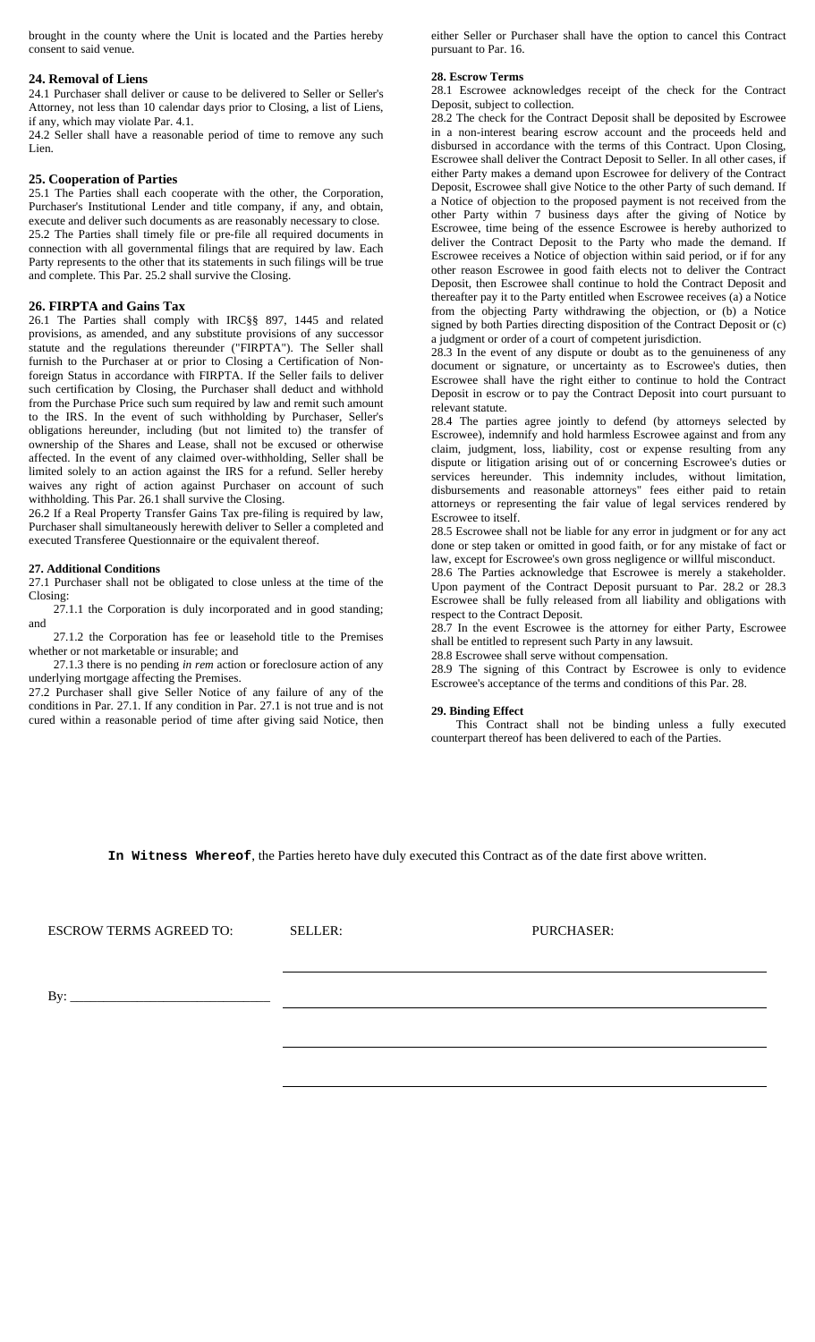brought in the county where the Unit is located and the Parties hereby consent to said venue.

## 24. Removal of Liens

24.1 Purchaser shall deliver or cause to be delivered to Seller or Seller's Attorney, not less than 10 calendar days prior to Closing, a list of Liens, if any, which may violate Par. 4.1.

24.2 Seller shall have a reasonable period of time to remove any such Lien.

## 25. Cooperation of Parties

25.1 The Parties shall each cooperate with the other, the Corporation, Purchaser's Institutional Lender and title company, if any, and obtain, execute and deliver such documents as are reasonably necessary to close.

25.2 The Parties shall timely file or pre-file all required documents in connection with all governmental filings that are required by law. Each Party represents to the other that its statements in such filings will be true and complete. This Par. 25.2 shall survive the Closing.

## 26. FIRPTA and Gains Tax

26.1 The Parties shall comply with IRC§§ 897, 1445 and related provisions, as amended, and any substitute provisions of any successor statute and the regulations thereunder ("FIRPTA"). The Seller shall furnish to the Purchaser at or prior to Closing a Certification of Non-foreign Status in accordance with FIRPTA. If the Seller fails to deliver such certification by Closing, the Purchaser shall deduct and withhold from the Purchase Price such sum required by law and remit such amount to the IRS. In the event of such withholding by Purchaser, Seller's obligations hereunder, including (but not limited to) the transfer of ownership of the Shares and Lease, shall not be excused or otherwise affected. In the event of any claimed over-withholding, Seller shall be limited solely to an action against the IRS for a refund. Seller hereby waives any right of action against Purchaser on account of such withholding. This Par. 26.1 shall survive the Closing.

26.2 If a Real Property Transfer Gains Tax pre-filing is required by law, Purchaser shall simultaneously herewith deliver to Seller a completed and executed Transferee Questionnaire or the equivalent thereof.

## 27. Additional Conditions

27.1 Purchaser shall not be obligated to close unless at the time of the Closing:

27.1.1 the Corporation is duly incorporated and in good standing; and

27.1.2 the Corporation has fee or leasehold title to the Premises whether or not marketable or insurable; and

27.1.3 there is no pending *in rem* action or foreclosure action of any underlying mortgage affecting the Premises.

27.2 Purchaser shall give Seller Notice of any failure of any of the conditions in Par. 27.1. If any condition in Par. 27.1 is not true and is not cured within a reasonable period of time after giving said Notice, then either Seller or Purchaser shall have the option to cancel this Contract pursuant to Par. 16.

## 28. Escrow Terms

28.1 Escrowee acknowledges receipt of the check for the Contract Deposit, subject to collection.

28.2 The check for the Contract Deposit shall be deposited by Escrowee in a non-interest bearing escrow account and the proceeds held and disbursed in accordance with the terms of this Contract. Upon Closing, Escrowee shall deliver the Contract Deposit to Seller. In all other cases, if either Party makes a demand upon Escrowee for delivery of the Contract Deposit, Escrowee shall give Notice to the other Party of such demand. If a Notice of objection to the proposed payment is not received from the other Party within 7 business days after the giving of Notice by Escrowee, time being of the essence Escrowee is hereby authorized to deliver the Contract Deposit to the Party who made the demand. If Escrowee receives a Notice of objection within said period, or if for any other reason Escrowee in good faith elects not to deliver the Contract Deposit, then Escrowee shall continue to hold the Contract Deposit and thereafter pay it to the Party entitled when Escrowee receives (a) a Notice from the objecting Party withdrawing the objection, or (b) a Notice signed by both Parties directing disposition of the Contract Deposit or (c) a judgment or order of a court of competent jurisdiction.

28.3 In the event of any dispute or doubt as to the genuineness of any document or signature, or uncertainty as to Escrowee's duties, then Escrowee shall have the right either to continue to hold the Contract Deposit in escrow or to pay the Contract Deposit into court pursuant to relevant statute.

28.4 The parties agree jointly to defend (by attorneys selected by Escrowee), indemnify and hold harmless Escrowee against and from any claim, judgment, loss, liability, cost or expense resulting from any dispute or litigation arising out of or concerning Escrowee's duties or services hereunder. This indemnity includes, without limitation, disbursements and reasonable attorneys" fees either paid to retain attorneys or representing the fair value of legal services rendered by Escrowee to itself.

28.5 Escrowee shall not be liable for any error in judgment or for any act done or step taken or omitted in good faith, or for any mistake of fact or law, except for Escrowee's own gross negligence or willful misconduct.

28.6 The Parties acknowledge that Escrowee is merely a stakeholder. Upon payment of the Contract Deposit pursuant to Par. 28.2 or 28.3 Escrowee shall be fully released from all liability and obligations with respect to the Contract Deposit.

28.7 In the event Escrowee is the attorney for either Party, Escrowee shall be entitled to represent such Party in any lawsuit.

28.8 Escrowee shall serve without compensation.

28.9 The signing of this Contract by Escrowee is only to evidence Escrowee's acceptance of the terms and conditions of this Par. 28.

## 29. Binding Effect

This Contract shall not be binding unless a fully executed counterpart thereof has been delivered to each of the Parties.

**In Witness Whereof**, the Parties hereto have duly executed this Contract as of the date first above written.

ESCROW TERMS AGREED TO:

By: ____________________________

SELLER:

____________________________

____________________________

PURCHASER:

____________________________

____________________________